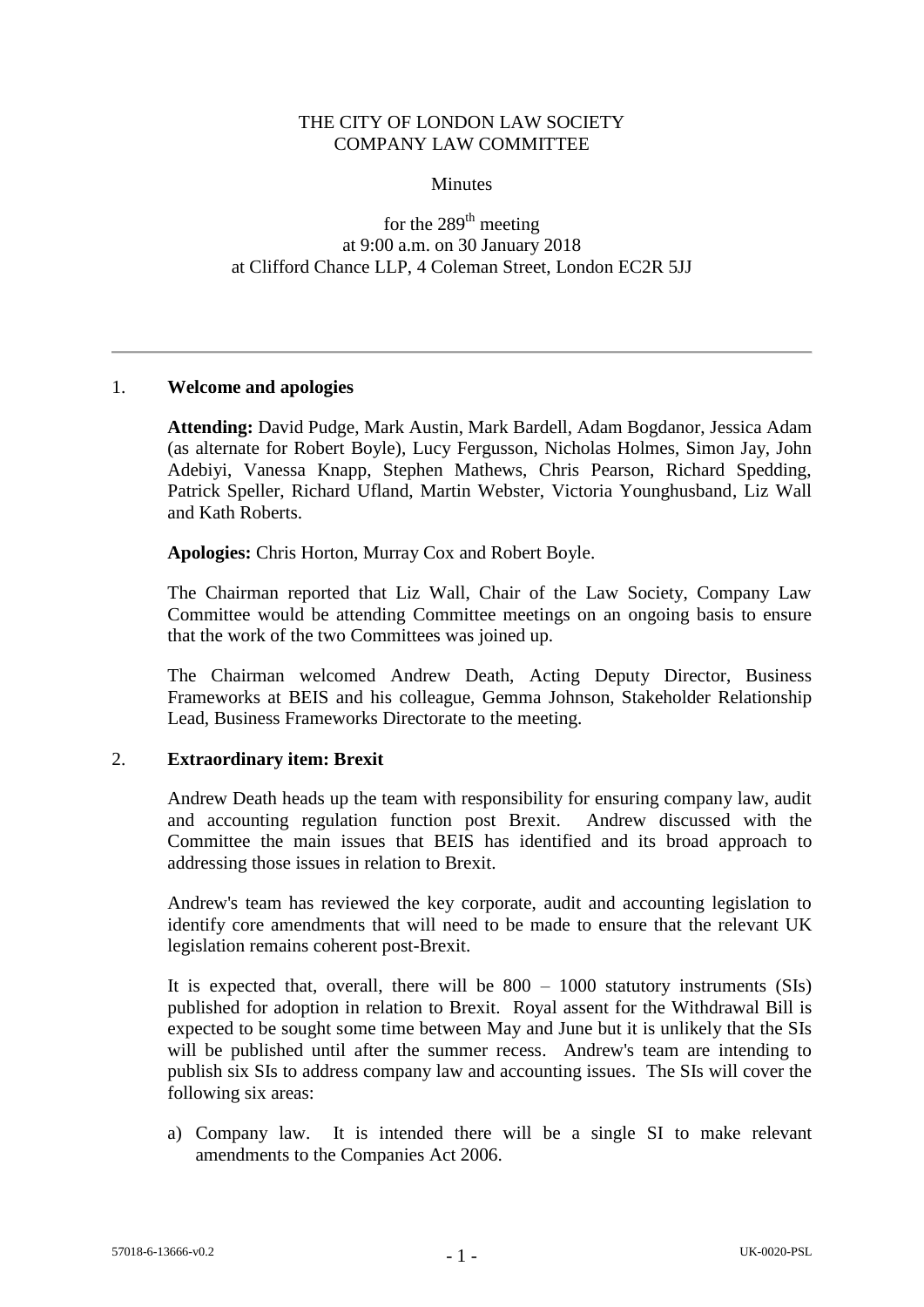# THE CITY OF LONDON LAW SOCIETY
# COMPANY LAW COMMITTEE

Minutes

for the 289th meeting
at 9:00 a.m. on 30 January 2018
at Clifford Chance LLP, 4 Coleman Street, London EC2R 5JJ

---

## 1. Welcome and apologies

**Attending:** David Pudge, Mark Austin, Mark Bardell, Adam Bogdanor, Jessica Adam (as alternate for Robert Boyle), Lucy Fergusson, Nicholas Holmes, Simon Jay, John Adebiyi, Vanessa Knapp, Stephen Mathews, Chris Pearson, Richard Spedding, Patrick Speller, Richard Ufland, Martin Webster, Victoria Younghusband, Liz Wall and Kath Roberts.

**Apologies:** Chris Horton, Murray Cox and Robert Boyle.

The Chairman reported that Liz Wall, Chair of the Law Society, Company Law Committee would be attending Committee meetings on an ongoing basis to ensure that the work of the two Committees was joined up.

The Chairman welcomed Andrew Death, Acting Deputy Director, Business Frameworks at BEIS and his colleague, Gemma Johnson, Stakeholder Relationship Lead, Business Frameworks Directorate to the meeting.

## 2. Extraordinary item: Brexit

Andrew Death heads up the team with responsibility for ensuring company law, audit and accounting regulation function post Brexit. Andrew discussed with the Committee the main issues that BEIS has identified and its broad approach to addressing those issues in relation to Brexit.

Andrew's team has reviewed the key corporate, audit and accounting legislation to identify core amendments that will need to be made to ensure that the relevant UK legislation remains coherent post-Brexit.

It is expected that, overall, there will be 800 – 1000 statutory instruments (SIs) published for adoption in relation to Brexit. Royal assent for the Withdrawal Bill is expected to be sought some time between May and June but it is unlikely that the SIs will be published until after the summer recess. Andrew's team are intending to publish six SIs to address company law and accounting issues. The SIs will cover the following six areas:

a) Company law. It is intended there will be a single SI to make relevant amendments to the Companies Act 2006.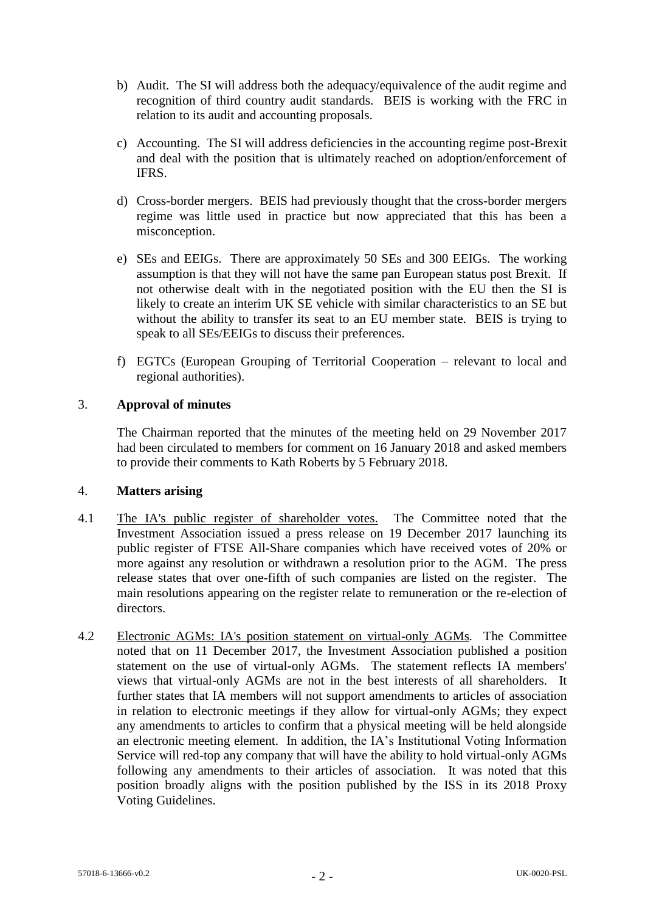b) Audit. The SI will address both the adequacy/equivalence of the audit regime and recognition of third country audit standards. BEIS is working with the FRC in relation to its audit and accounting proposals.

c) Accounting. The SI will address deficiencies in the accounting regime post-Brexit and deal with the position that is ultimately reached on adoption/enforcement of IFRS.

d) Cross-border mergers. BEIS had previously thought that the cross-border mergers regime was little used in practice but now appreciated that this has been a misconception.

e) SEs and EEIGs. There are approximately 50 SEs and 300 EEIGs. The working assumption is that they will not have the same pan European status post Brexit. If not otherwise dealt with in the negotiated position with the EU then the SI is likely to create an interim UK SE vehicle with similar characteristics to an SE but without the ability to transfer its seat to an EU member state. BEIS is trying to speak to all SEs/EEIGs to discuss their preferences.

f) EGTCs (European Grouping of Territorial Cooperation – relevant to local and regional authorities).

## 3. **Approval of minutes**

The Chairman reported that the minutes of the meeting held on 29 November 2017 had been circulated to members for comment on 16 January 2018 and asked members to provide their comments to Kath Roberts by 5 February 2018.

## 4. **Matters arising**

4.1 The IA's public register of shareholder votes. The Committee noted that the Investment Association issued a press release on 19 December 2017 launching its public register of FTSE All-Share companies which have received votes of 20% or more against any resolution or withdrawn a resolution prior to the AGM. The press release states that over one-fifth of such companies are listed on the register. The main resolutions appearing on the register relate to remuneration or the re-election of directors.

4.2 Electronic AGMs: IA's position statement on virtual-only AGMs. The Committee noted that on 11 December 2017, the Investment Association published a position statement on the use of virtual-only AGMs. The statement reflects IA members' views that virtual-only AGMs are not in the best interests of all shareholders. It further states that IA members will not support amendments to articles of association in relation to electronic meetings if they allow for virtual-only AGMs; they expect any amendments to articles to confirm that a physical meeting will be held alongside an electronic meeting element. In addition, the IA's Institutional Voting Information Service will red-top any company that will have the ability to hold virtual-only AGMs following any amendments to their articles of association. It was noted that this position broadly aligns with the position published by the ISS in its 2018 Proxy Voting Guidelines.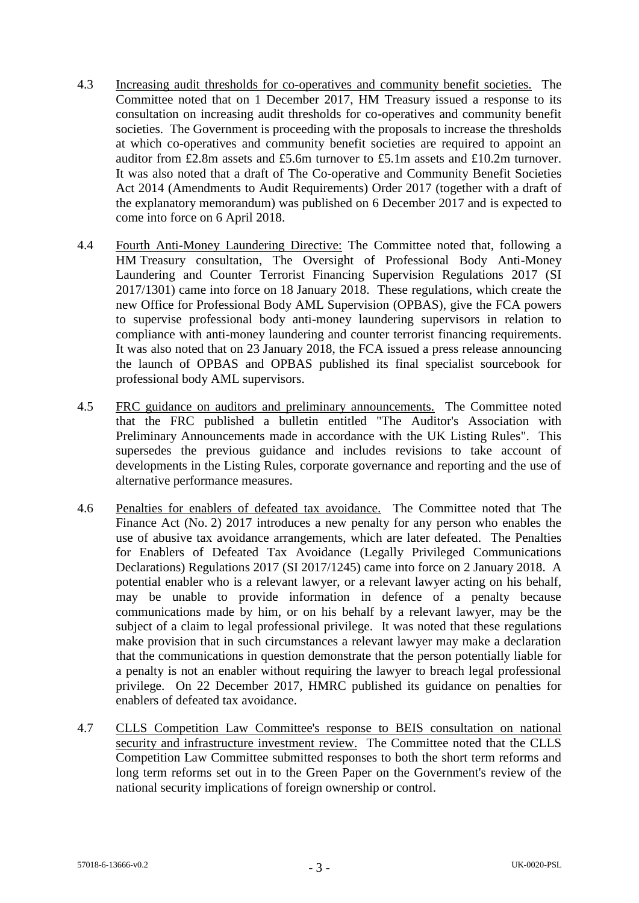4.3 Increasing audit thresholds for co-operatives and community benefit societies. The Committee noted that on 1 December 2017, HM Treasury issued a response to its consultation on increasing audit thresholds for co-operatives and community benefit societies. The Government is proceeding with the proposals to increase the thresholds at which co-operatives and community benefit societies are required to appoint an auditor from £2.8m assets and £5.6m turnover to £5.1m assets and £10.2m turnover. It was also noted that a draft of The Co-operative and Community Benefit Societies Act 2014 (Amendments to Audit Requirements) Order 2017 (together with a draft of the explanatory memorandum) was published on 6 December 2017 and is expected to come into force on 6 April 2018.

4.4 Fourth Anti-Money Laundering Directive: The Committee noted that, following a HM Treasury consultation, The Oversight of Professional Body Anti-Money Laundering and Counter Terrorist Financing Supervision Regulations 2017 (SI 2017/1301) came into force on 18 January 2018. These regulations, which create the new Office for Professional Body AML Supervision (OPBAS), give the FCA powers to supervise professional body anti-money laundering supervisors in relation to compliance with anti-money laundering and counter terrorist financing requirements. It was also noted that on 23 January 2018, the FCA issued a press release announcing the launch of OPBAS and OPBAS published its final specialist sourcebook for professional body AML supervisors.

4.5 FRC guidance on auditors and preliminary announcements. The Committee noted that the FRC published a bulletin entitled "The Auditor's Association with Preliminary Announcements made in accordance with the UK Listing Rules". This supersedes the previous guidance and includes revisions to take account of developments in the Listing Rules, corporate governance and reporting and the use of alternative performance measures.

4.6 Penalties for enablers of defeated tax avoidance. The Committee noted that The Finance Act (No. 2) 2017 introduces a new penalty for any person who enables the use of abusive tax avoidance arrangements, which are later defeated. The Penalties for Enablers of Defeated Tax Avoidance (Legally Privileged Communications Declarations) Regulations 2017 (SI 2017/1245) came into force on 2 January 2018. A potential enabler who is a relevant lawyer, or a relevant lawyer acting on his behalf, may be unable to provide information in defence of a penalty because communications made by him, or on his behalf by a relevant lawyer, may be the subject of a claim to legal professional privilege. It was noted that these regulations make provision that in such circumstances a relevant lawyer may make a declaration that the communications in question demonstrate that the person potentially liable for a penalty is not an enabler without requiring the lawyer to breach legal professional privilege. On 22 December 2017, HMRC published its guidance on penalties for enablers of defeated tax avoidance.

4.7 CLLS Competition Law Committee's response to BEIS consultation on national security and infrastructure investment review. The Committee noted that the CLLS Competition Law Committee submitted responses to both the short term reforms and long term reforms set out in to the Green Paper on the Government's review of the national security implications of foreign ownership or control.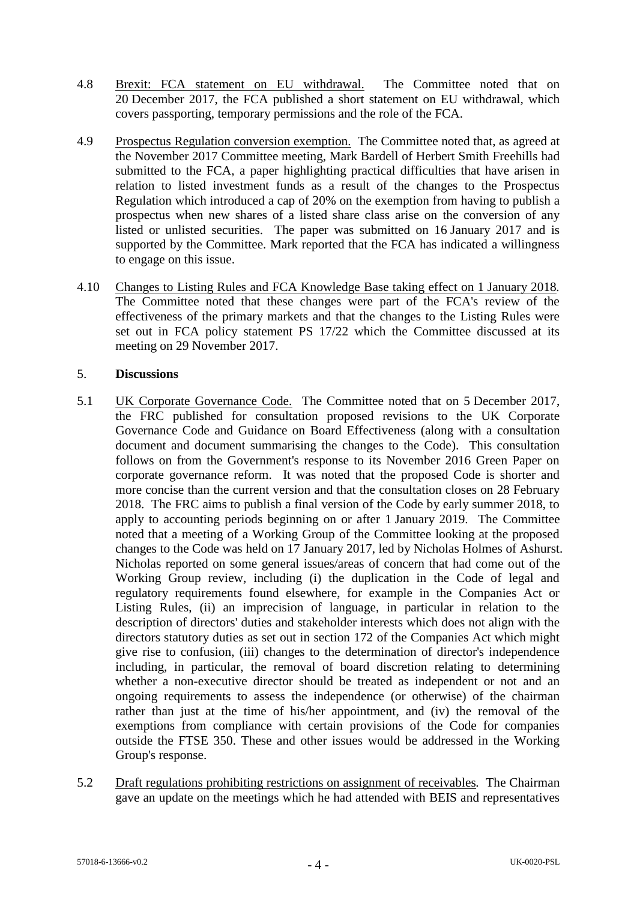4.8 Brexit: FCA statement on EU withdrawal. The Committee noted that on 20 December 2017, the FCA published a short statement on EU withdrawal, which covers passporting, temporary permissions and the role of the FCA.

4.9 Prospectus Regulation conversion exemption. The Committee noted that, as agreed at the November 2017 Committee meeting, Mark Bardell of Herbert Smith Freehills had submitted to the FCA, a paper highlighting practical difficulties that have arisen in relation to listed investment funds as a result of the changes to the Prospectus Regulation which introduced a cap of 20% on the exemption from having to publish a prospectus when new shares of a listed share class arise on the conversion of any listed or unlisted securities. The paper was submitted on 16 January 2017 and is supported by the Committee. Mark reported that the FCA has indicated a willingness to engage on this issue.

4.10 Changes to Listing Rules and FCA Knowledge Base taking effect on 1 January 2018. The Committee noted that these changes were part of the FCA's review of the effectiveness of the primary markets and that the changes to the Listing Rules were set out in FCA policy statement PS 17/22 which the Committee discussed at its meeting on 29 November 2017.

## 5. **Discussions**

5.1 UK Corporate Governance Code. The Committee noted that on 5 December 2017, the FRC published for consultation proposed revisions to the UK Corporate Governance Code and Guidance on Board Effectiveness (along with a consultation document and document summarising the changes to the Code). This consultation follows on from the Government's response to its November 2016 Green Paper on corporate governance reform. It was noted that the proposed Code is shorter and more concise than the current version and that the consultation closes on 28 February 2018. The FRC aims to publish a final version of the Code by early summer 2018, to apply to accounting periods beginning on or after 1 January 2019. The Committee noted that a meeting of a Working Group of the Committee looking at the proposed changes to the Code was held on 17 January 2017, led by Nicholas Holmes of Ashurst. Nicholas reported on some general issues/areas of concern that had come out of the Working Group review, including (i) the duplication in the Code of legal and regulatory requirements found elsewhere, for example in the Companies Act or Listing Rules, (ii) an imprecision of language, in particular in relation to the description of directors' duties and stakeholder interests which does not align with the directors statutory duties as set out in section 172 of the Companies Act which might give rise to confusion, (iii) changes to the determination of director's independence including, in particular, the removal of board discretion relating to determining whether a non-executive director should be treated as independent or not and an ongoing requirements to assess the independence (or otherwise) of the chairman rather than just at the time of his/her appointment, and (iv) the removal of the exemptions from compliance with certain provisions of the Code for companies outside the FTSE 350. These and other issues would be addressed in the Working Group's response.

5.2 Draft regulations prohibiting restrictions on assignment of receivables. The Chairman gave an update on the meetings which he had attended with BEIS and representatives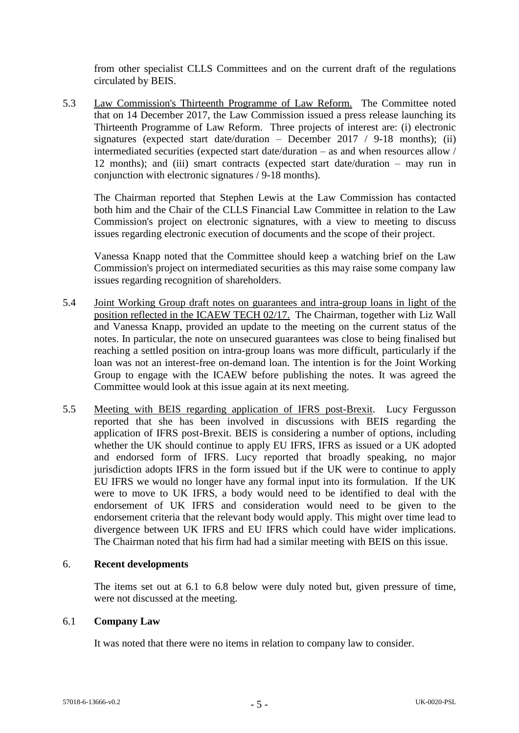from other specialist CLLS Committees and on the current draft of the regulations circulated by BEIS.

5.3 Law Commission's Thirteenth Programme of Law Reform. The Committee noted that on 14 December 2017, the Law Commission issued a press release launching its Thirteenth Programme of Law Reform. Three projects of interest are: (i) electronic signatures (expected start date/duration – December 2017 / 9-18 months); (ii) intermediated securities (expected start date/duration – as and when resources allow / 12 months); and (iii) smart contracts (expected start date/duration – may run in conjunction with electronic signatures / 9-18 months).

The Chairman reported that Stephen Lewis at the Law Commission has contacted both him and the Chair of the CLLS Financial Law Committee in relation to the Law Commission's project on electronic signatures, with a view to meeting to discuss issues regarding electronic execution of documents and the scope of their project.

Vanessa Knapp noted that the Committee should keep a watching brief on the Law Commission's project on intermediated securities as this may raise some company law issues regarding recognition of shareholders.

5.4 Joint Working Group draft notes on guarantees and intra-group loans in light of the position reflected in the ICAEW TECH 02/17. The Chairman, together with Liz Wall and Vanessa Knapp, provided an update to the meeting on the current status of the notes. In particular, the note on unsecured guarantees was close to being finalised but reaching a settled position on intra-group loans was more difficult, particularly if the loan was not an interest-free on-demand loan. The intention is for the Joint Working Group to engage with the ICAEW before publishing the notes. It was agreed the Committee would look at this issue again at its next meeting.

5.5 Meeting with BEIS regarding application of IFRS post-Brexit. Lucy Fergusson reported that she has been involved in discussions with BEIS regarding the application of IFRS post-Brexit. BEIS is considering a number of options, including whether the UK should continue to apply EU IFRS, IFRS as issued or a UK adopted and endorsed form of IFRS. Lucy reported that broadly speaking, no major jurisdiction adopts IFRS in the form issued but if the UK were to continue to apply EU IFRS we would no longer have any formal input into its formulation. If the UK were to move to UK IFRS, a body would need to be identified to deal with the endorsement of UK IFRS and consideration would need to be given to the endorsement criteria that the relevant body would apply. This might over time lead to divergence between UK IFRS and EU IFRS which could have wider implications. The Chairman noted that his firm had had a similar meeting with BEIS on this issue.

## 6. Recent developments

The items set out at 6.1 to 6.8 below were duly noted but, given pressure of time, were not discussed at the meeting.

### 6.1 Company Law

It was noted that there were no items in relation to company law to consider.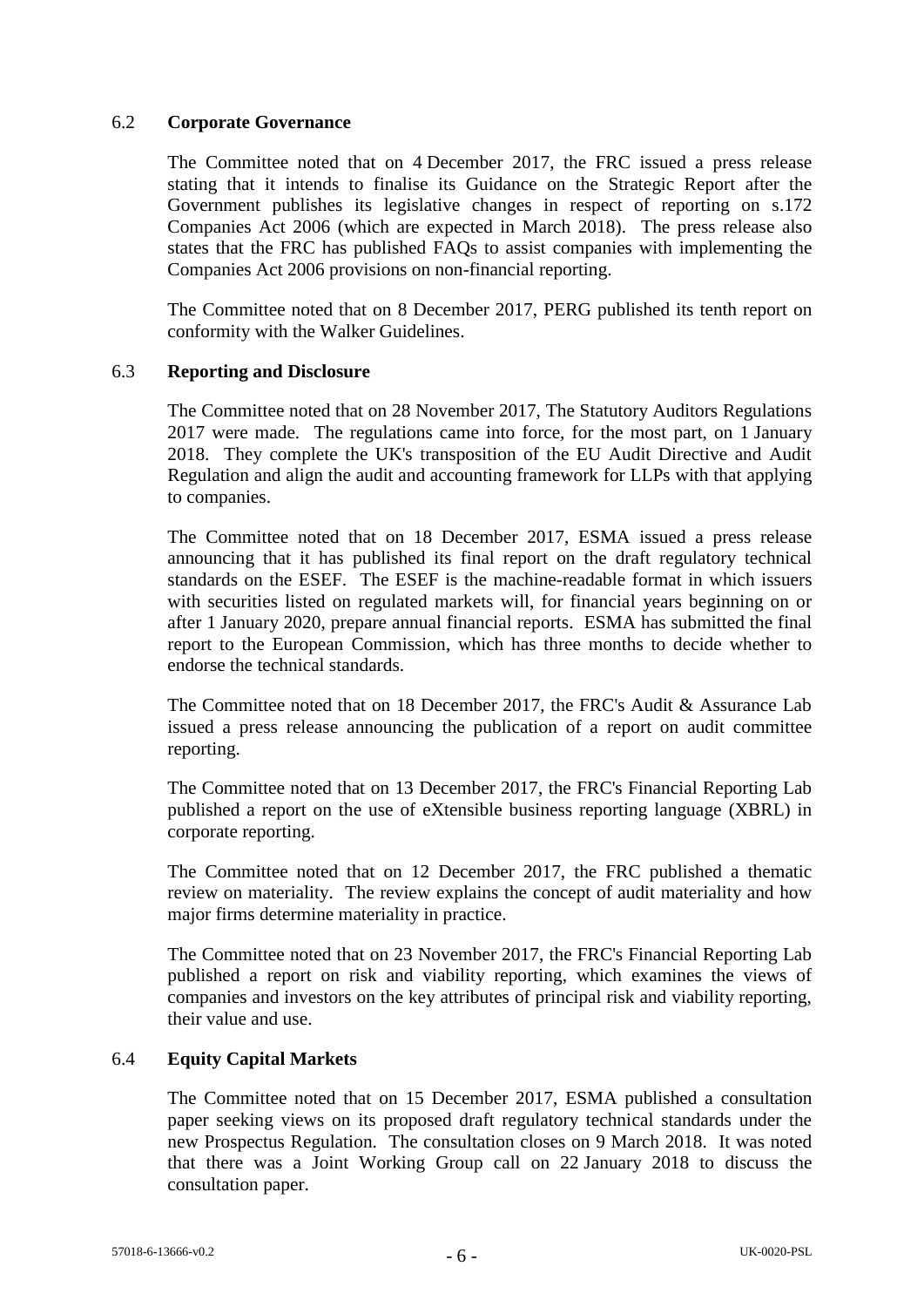## 6.2 Corporate Governance

The Committee noted that on 4 December 2017, the FRC issued a press release stating that it intends to finalise its Guidance on the Strategic Report after the Government publishes its legislative changes in respect of reporting on s.172 Companies Act 2006 (which are expected in March 2018). The press release also states that the FRC has published FAQs to assist companies with implementing the Companies Act 2006 provisions on non-financial reporting.

The Committee noted that on 8 December 2017, PERG published its tenth report on conformity with the Walker Guidelines.

## 6.3 Reporting and Disclosure

The Committee noted that on 28 November 2017, The Statutory Auditors Regulations 2017 were made. The regulations came into force, for the most part, on 1 January 2018. They complete the UK's transposition of the EU Audit Directive and Audit Regulation and align the audit and accounting framework for LLPs with that applying to companies.

The Committee noted that on 18 December 2017, ESMA issued a press release announcing that it has published its final report on the draft regulatory technical standards on the ESEF. The ESEF is the machine-readable format in which issuers with securities listed on regulated markets will, for financial years beginning on or after 1 January 2020, prepare annual financial reports. ESMA has submitted the final report to the European Commission, which has three months to decide whether to endorse the technical standards.

The Committee noted that on 18 December 2017, the FRC's Audit & Assurance Lab issued a press release announcing the publication of a report on audit committee reporting.

The Committee noted that on 13 December 2017, the FRC's Financial Reporting Lab published a report on the use of eXtensible business reporting language (XBRL) in corporate reporting.

The Committee noted that on 12 December 2017, the FRC published a thematic review on materiality. The review explains the concept of audit materiality and how major firms determine materiality in practice.

The Committee noted that on 23 November 2017, the FRC's Financial Reporting Lab published a report on risk and viability reporting, which examines the views of companies and investors on the key attributes of principal risk and viability reporting, their value and use.

## 6.4 Equity Capital Markets

The Committee noted that on 15 December 2017, ESMA published a consultation paper seeking views on its proposed draft regulatory technical standards under the new Prospectus Regulation. The consultation closes on 9 March 2018. It was noted that there was a Joint Working Group call on 22 January 2018 to discuss the consultation paper.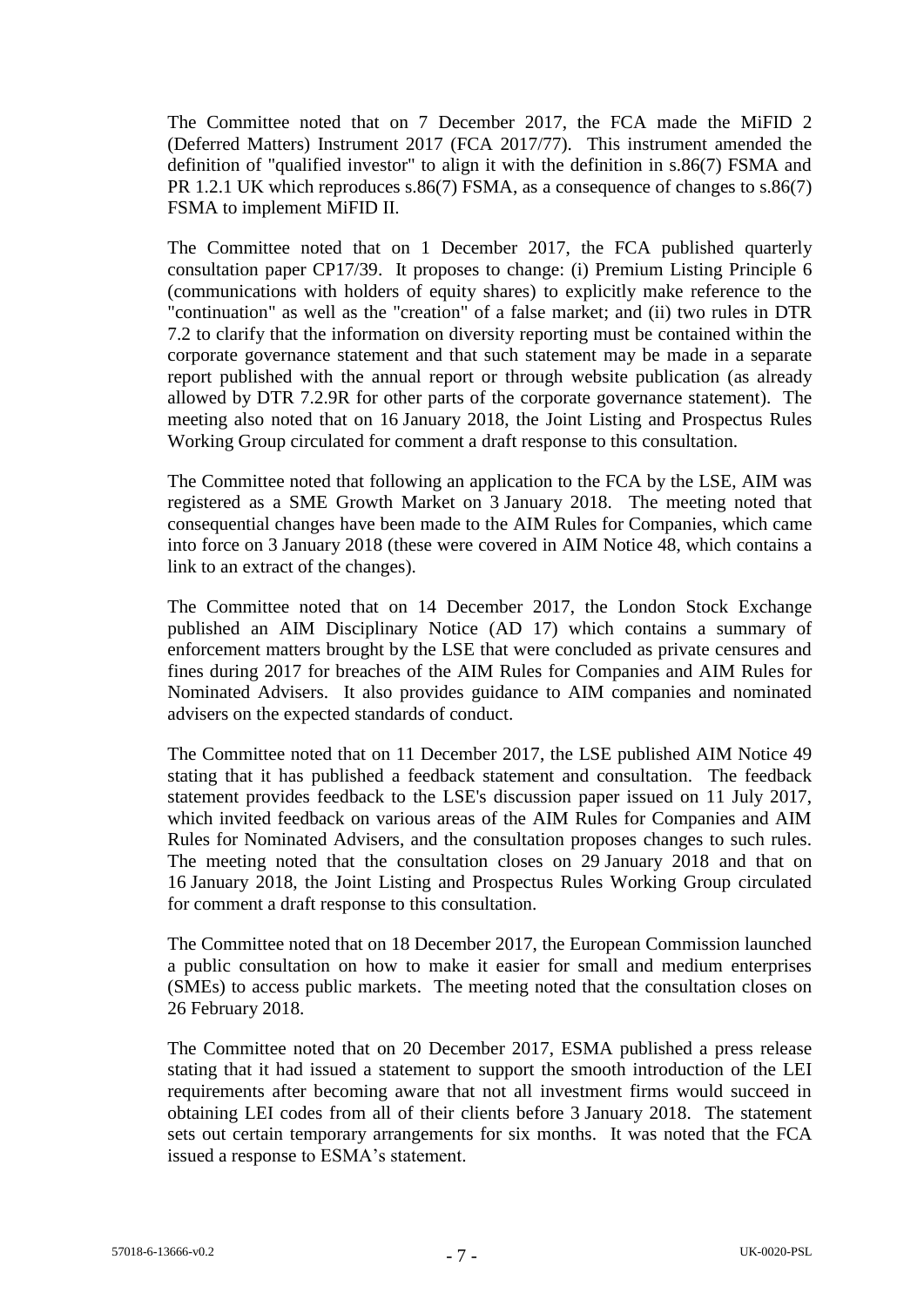The Committee noted that on 7 December 2017, the FCA made the MiFID 2 (Deferred Matters) Instrument 2017 (FCA 2017/77). This instrument amended the definition of "qualified investor" to align it with the definition in s.86(7) FSMA and PR 1.2.1 UK which reproduces s.86(7) FSMA, as a consequence of changes to s.86(7) FSMA to implement MiFID II.

The Committee noted that on 1 December 2017, the FCA published quarterly consultation paper CP17/39. It proposes to change: (i) Premium Listing Principle 6 (communications with holders of equity shares) to explicitly make reference to the "continuation" as well as the "creation" of a false market; and (ii) two rules in DTR 7.2 to clarify that the information on diversity reporting must be contained within the corporate governance statement and that such statement may be made in a separate report published with the annual report or through website publication (as already allowed by DTR 7.2.9R for other parts of the corporate governance statement). The meeting also noted that on 16 January 2018, the Joint Listing and Prospectus Rules Working Group circulated for comment a draft response to this consultation.

The Committee noted that following an application to the FCA by the LSE, AIM was registered as a SME Growth Market on 3 January 2018. The meeting noted that consequential changes have been made to the AIM Rules for Companies, which came into force on 3 January 2018 (these were covered in AIM Notice 48, which contains a link to an extract of the changes).

The Committee noted that on 14 December 2017, the London Stock Exchange published an AIM Disciplinary Notice (AD 17) which contains a summary of enforcement matters brought by the LSE that were concluded as private censures and fines during 2017 for breaches of the AIM Rules for Companies and AIM Rules for Nominated Advisers. It also provides guidance to AIM companies and nominated advisers on the expected standards of conduct.

The Committee noted that on 11 December 2017, the LSE published AIM Notice 49 stating that it has published a feedback statement and consultation. The feedback statement provides feedback to the LSE's discussion paper issued on 11 July 2017, which invited feedback on various areas of the AIM Rules for Companies and AIM Rules for Nominated Advisers, and the consultation proposes changes to such rules. The meeting noted that the consultation closes on 29 January 2018 and that on 16 January 2018, the Joint Listing and Prospectus Rules Working Group circulated for comment a draft response to this consultation.

The Committee noted that on 18 December 2017, the European Commission launched a public consultation on how to make it easier for small and medium enterprises (SMEs) to access public markets. The meeting noted that the consultation closes on 26 February 2018.

The Committee noted that on 20 December 2017, ESMA published a press release stating that it had issued a statement to support the smooth introduction of the LEI requirements after becoming aware that not all investment firms would succeed in obtaining LEI codes from all of their clients before 3 January 2018. The statement sets out certain temporary arrangements for six months. It was noted that the FCA issued a response to ESMA's statement.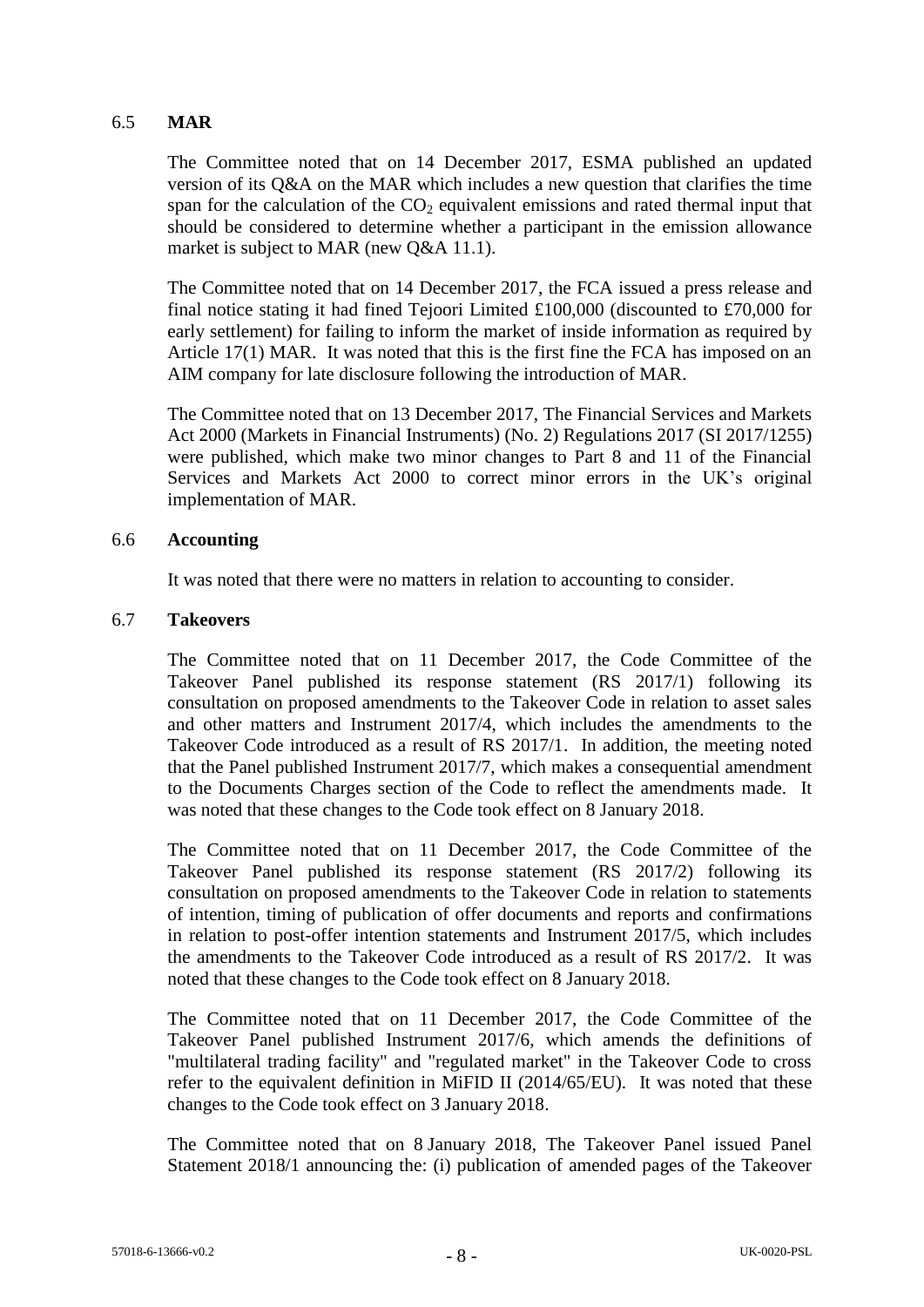### 6.5 **MAR**

The Committee noted that on 14 December 2017, ESMA published an updated version of its Q&A on the MAR which includes a new question that clarifies the time span for the calculation of the $CO_2$ equivalent emissions and rated thermal input that should be considered to determine whether a participant in the emission allowance market is subject to MAR (new Q&A 11.1).

The Committee noted that on 14 December 2017, the FCA issued a press release and final notice stating it had fined Tejoori Limited £100,000 (discounted to £70,000 for early settlement) for failing to inform the market of inside information as required by Article 17(1) MAR. It was noted that this is the first fine the FCA has imposed on an AIM company for late disclosure following the introduction of MAR.

The Committee noted that on 13 December 2017, The Financial Services and Markets Act 2000 (Markets in Financial Instruments) (No. 2) Regulations 2017 (SI 2017/1255) were published, which make two minor changes to Part 8 and 11 of the Financial Services and Markets Act 2000 to correct minor errors in the UK's original implementation of MAR.

### 6.6 **Accounting**

It was noted that there were no matters in relation to accounting to consider.

### 6.7 **Takeovers**

The Committee noted that on 11 December 2017, the Code Committee of the Takeover Panel published its response statement (RS 2017/1) following its consultation on proposed amendments to the Takeover Code in relation to asset sales and other matters and Instrument 2017/4, which includes the amendments to the Takeover Code introduced as a result of RS 2017/1. In addition, the meeting noted that the Panel published Instrument 2017/7, which makes a consequential amendment to the Documents Charges section of the Code to reflect the amendments made. It was noted that these changes to the Code took effect on 8 January 2018.

The Committee noted that on 11 December 2017, the Code Committee of the Takeover Panel published its response statement (RS 2017/2) following its consultation on proposed amendments to the Takeover Code in relation to statements of intention, timing of publication of offer documents and reports and confirmations in relation to post-offer intention statements and Instrument 2017/5, which includes the amendments to the Takeover Code introduced as a result of RS 2017/2. It was noted that these changes to the Code took effect on 8 January 2018.

The Committee noted that on 11 December 2017, the Code Committee of the Takeover Panel published Instrument 2017/6, which amends the definitions of "multilateral trading facility" and "regulated market" in the Takeover Code to cross refer to the equivalent definition in MiFID II (2014/65/EU). It was noted that these changes to the Code took effect on 3 January 2018.

The Committee noted that on 8 January 2018, The Takeover Panel issued Panel Statement 2018/1 announcing the: (i) publication of amended pages of the Takeover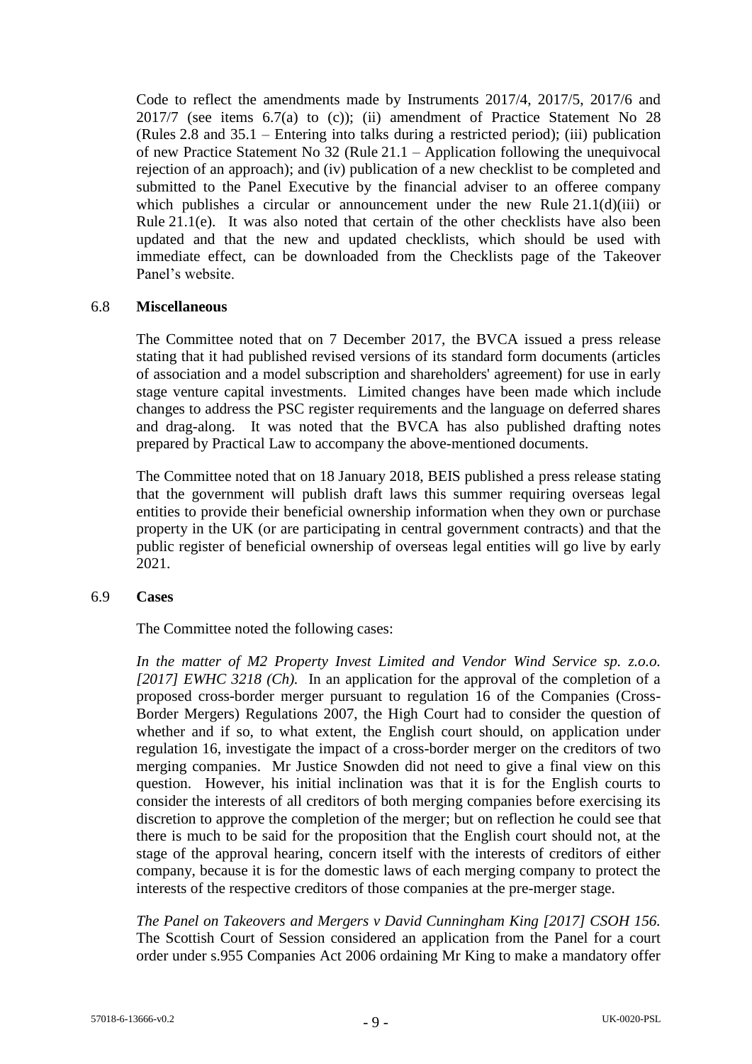Code to reflect the amendments made by Instruments 2017/4, 2017/5, 2017/6 and 2017/7 (see items 6.7(a) to (c)); (ii) amendment of Practice Statement No 28 (Rules 2.8 and 35.1 – Entering into talks during a restricted period); (iii) publication of new Practice Statement No 32 (Rule 21.1 – Application following the unequivocal rejection of an approach); and (iv) publication of a new checklist to be completed and submitted to the Panel Executive by the financial adviser to an offeree company which publishes a circular or announcement under the new Rule 21.1(d)(iii) or Rule 21.1(e). It was also noted that certain of the other checklists have also been updated and that the new and updated checklists, which should be used with immediate effect, can be downloaded from the Checklists page of the Takeover Panel's website.

### 6.8 **Miscellaneous**

The Committee noted that on 7 December 2017, the BVCA issued a press release stating that it had published revised versions of its standard form documents (articles of association and a model subscription and shareholders' agreement) for use in early stage venture capital investments. Limited changes have been made which include changes to address the PSC register requirements and the language on deferred shares and drag-along. It was noted that the BVCA has also published drafting notes prepared by Practical Law to accompany the above-mentioned documents.

The Committee noted that on 18 January 2018, BEIS published a press release stating that the government will publish draft laws this summer requiring overseas legal entities to provide their beneficial ownership information when they own or purchase property in the UK (or are participating in central government contracts) and that the public register of beneficial ownership of overseas legal entities will go live by early 2021.

### 6.9 **Cases**

The Committee noted the following cases:

*In the matter of M2 Property Invest Limited and Vendor Wind Service sp. z.o.o. [2017] EWHC 3218 (Ch).* In an application for the approval of the completion of a proposed cross-border merger pursuant to regulation 16 of the Companies (Cross-Border Mergers) Regulations 2007, the High Court had to consider the question of whether and if so, to what extent, the English court should, on application under regulation 16, investigate the impact of a cross-border merger on the creditors of two merging companies. Mr Justice Snowden did not need to give a final view on this question. However, his initial inclination was that it is for the English courts to consider the interests of all creditors of both merging companies before exercising its discretion to approve the completion of the merger; but on reflection he could see that there is much to be said for the proposition that the English court should not, at the stage of the approval hearing, concern itself with the interests of creditors of either company, because it is for the domestic laws of each merging company to protect the interests of the respective creditors of those companies at the pre-merger stage.

*The Panel on Takeovers and Mergers v David Cunningham King [2017] CSOH 156.* The Scottish Court of Session considered an application from the Panel for a court order under s.955 Companies Act 2006 ordaining Mr King to make a mandatory offer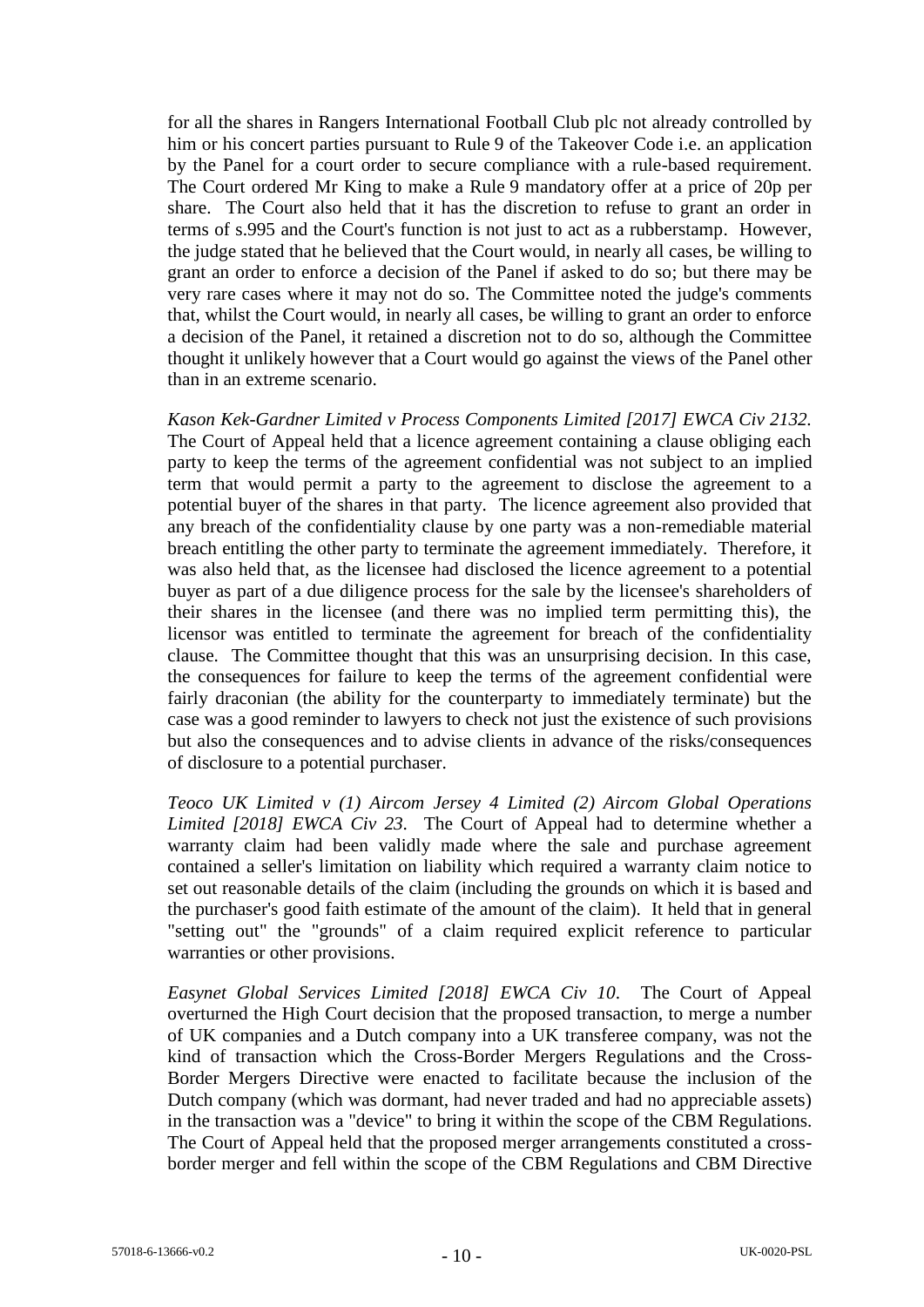for all the shares in Rangers International Football Club plc not already controlled by him or his concert parties pursuant to Rule 9 of the Takeover Code i.e. an application by the Panel for a court order to secure compliance with a rule-based requirement. The Court ordered Mr King to make a Rule 9 mandatory offer at a price of 20p per share. The Court also held that it has the discretion to refuse to grant an order in terms of s.995 and the Court's function is not just to act as a rubberstamp. However, the judge stated that he believed that the Court would, in nearly all cases, be willing to grant an order to enforce a decision of the Panel if asked to do so; but there may be very rare cases where it may not do so. The Committee noted the judge's comments that, whilst the Court would, in nearly all cases, be willing to grant an order to enforce a decision of the Panel, it retained a discretion not to do so, although the Committee thought it unlikely however that a Court would go against the views of the Panel other than in an extreme scenario.

*Kason Kek-Gardner Limited v Process Components Limited [2017] EWCA Civ 2132.* The Court of Appeal held that a licence agreement containing a clause obliging each party to keep the terms of the agreement confidential was not subject to an implied term that would permit a party to the agreement to disclose the agreement to a potential buyer of the shares in that party. The licence agreement also provided that any breach of the confidentiality clause by one party was a non-remediable material breach entitling the other party to terminate the agreement immediately. Therefore, it was also held that, as the licensee had disclosed the licence agreement to a potential buyer as part of a due diligence process for the sale by the licensee's shareholders of their shares in the licensee (and there was no implied term permitting this), the licensor was entitled to terminate the agreement for breach of the confidentiality clause. The Committee thought that this was an unsurprising decision. In this case, the consequences for failure to keep the terms of the agreement confidential were fairly draconian (the ability for the counterparty to immediately terminate) but the case was a good reminder to lawyers to check not just the existence of such provisions but also the consequences and to advise clients in advance of the risks/consequences of disclosure to a potential purchaser.

*Teoco UK Limited v (1) Aircom Jersey 4 Limited (2) Aircom Global Operations Limited [2018] EWCA Civ 23.* The Court of Appeal had to determine whether a warranty claim had been validly made where the sale and purchase agreement contained a seller's limitation on liability which required a warranty claim notice to set out reasonable details of the claim (including the grounds on which it is based and the purchaser's good faith estimate of the amount of the claim). It held that in general "setting out" the "grounds" of a claim required explicit reference to particular warranties or other provisions.

*Easynet Global Services Limited [2018] EWCA Civ 10.* The Court of Appeal overturned the High Court decision that the proposed transaction, to merge a number of UK companies and a Dutch company into a UK transferee company, was not the kind of transaction which the Cross-Border Mergers Regulations and the Cross-Border Mergers Directive were enacted to facilitate because the inclusion of the Dutch company (which was dormant, had never traded and had no appreciable assets) in the transaction was a "device" to bring it within the scope of the CBM Regulations. The Court of Appeal held that the proposed merger arrangements constituted a cross-border merger and fell within the scope of the CBM Regulations and CBM Directive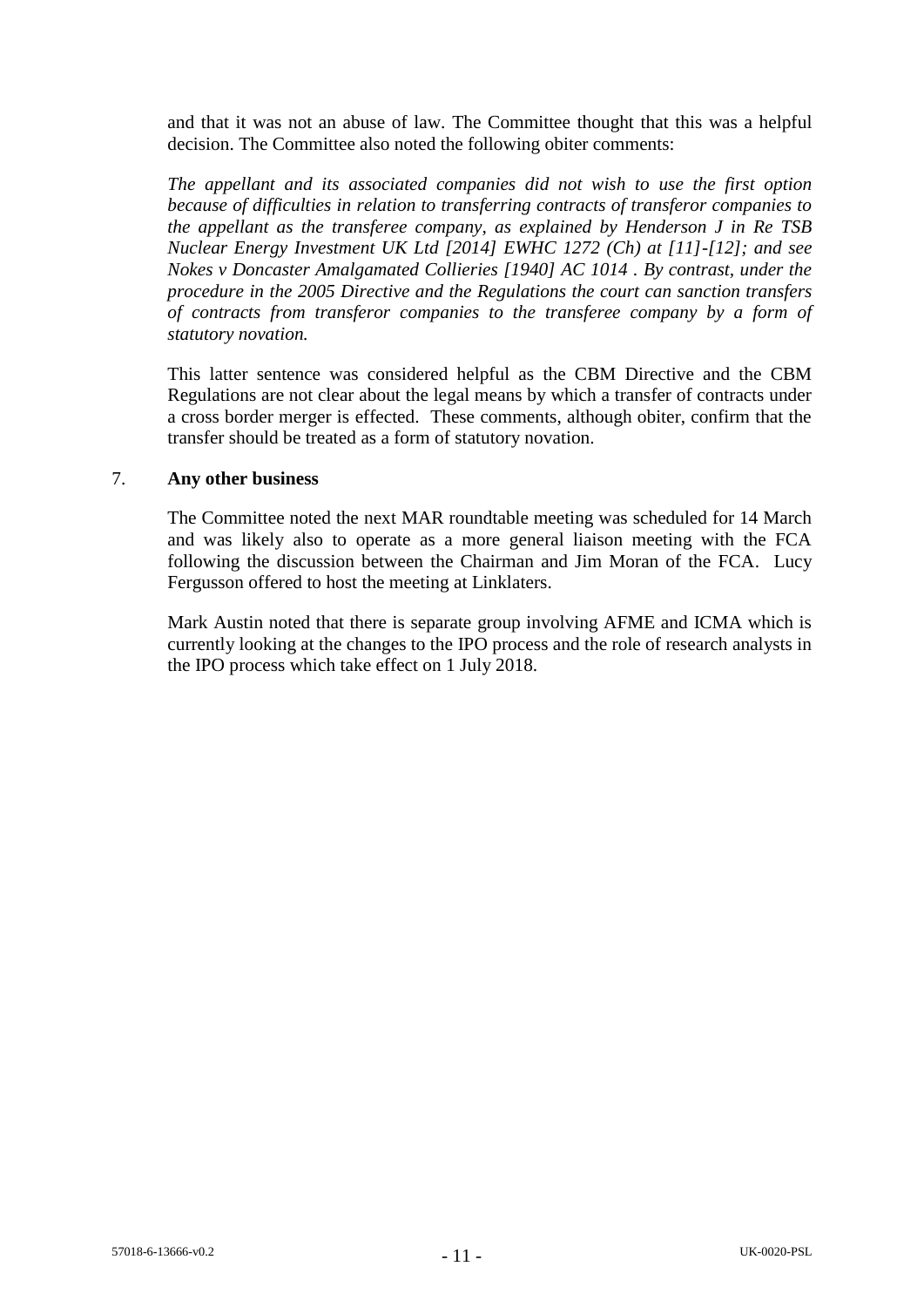and that it was not an abuse of law. The Committee thought that this was a helpful decision. The Committee also noted the following obiter comments:

*The appellant and its associated companies did not wish to use the first option because of difficulties in relation to transferring contracts of transferor companies to the appellant as the transferee company, as explained by Henderson J in Re TSB Nuclear Energy Investment UK Ltd [2014] EWHC 1272 (Ch) at [11]-[12]; and see Nokes v Doncaster Amalgamated Collieries [1940] AC 1014 . By contrast, under the procedure in the 2005 Directive and the Regulations the court can sanction transfers of contracts from transferor companies to the transferee company by a form of statutory novation.*

This latter sentence was considered helpful as the CBM Directive and the CBM Regulations are not clear about the legal means by which a transfer of contracts under a cross border merger is effected. These comments, although obiter, confirm that the transfer should be treated as a form of statutory novation.

7. **Any other business**

The Committee noted the next MAR roundtable meeting was scheduled for 14 March and was likely also to operate as a more general liaison meeting with the FCA following the discussion between the Chairman and Jim Moran of the FCA. Lucy Fergusson offered to host the meeting at Linklaters.

Mark Austin noted that there is separate group involving AFME and ICMA which is currently looking at the changes to the IPO process and the role of research analysts in the IPO process which take effect on 1 July 2018.